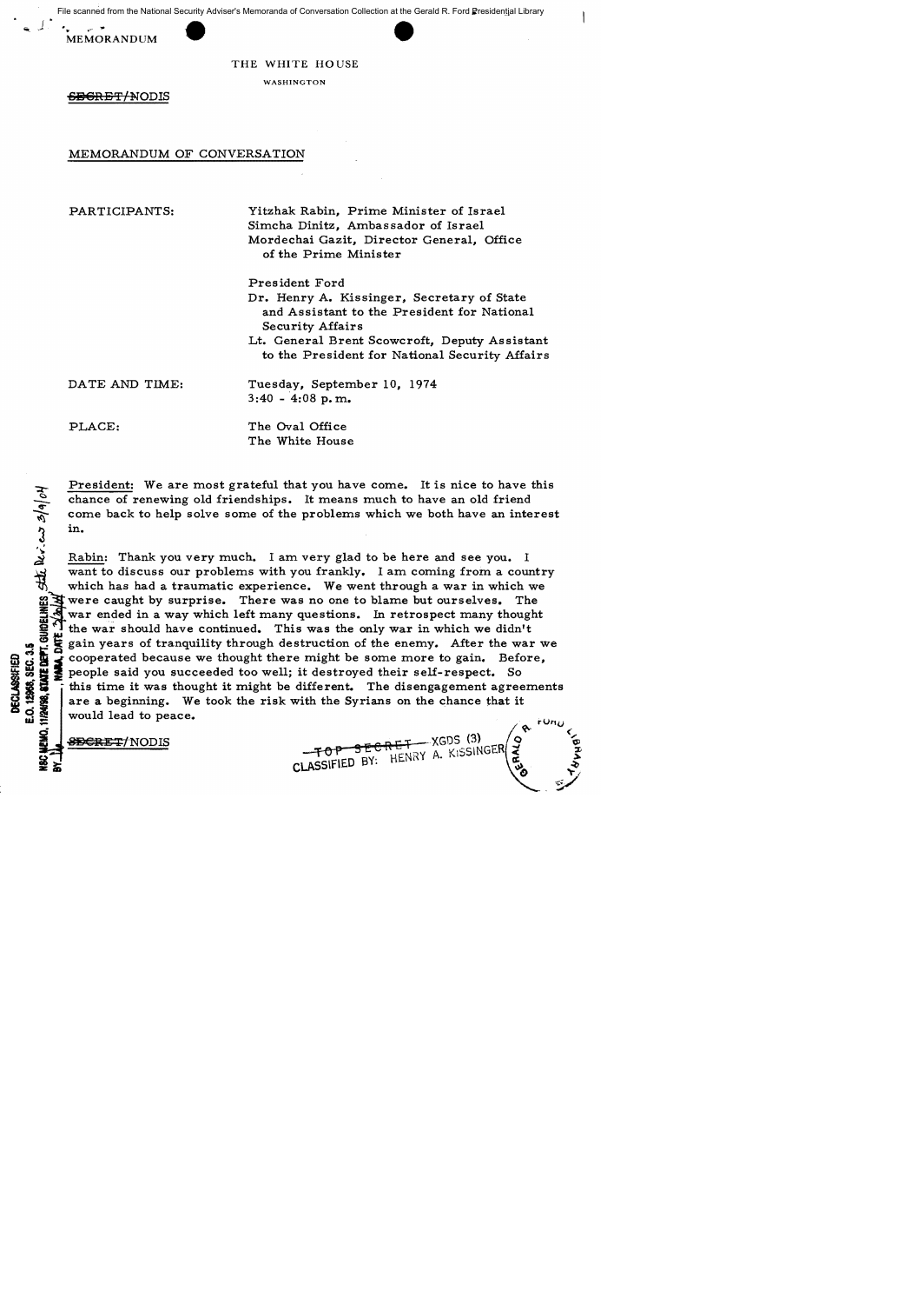MEMORANDUM

THE WHITE HOUSE

WASHINGTON

~~SECRET~~/NODIS

MEMORANDUM OF CONVERSATION

PARTICIPANTS: Yitzhak Rabin, Prime Minister of Israel
Simcha Dinitz, Ambassador of Israel
Mordechai Gazit, Director General, Office of the Prime Minister

President Ford
Dr. Henry A. Kissinger, Secretary of State and Assistant to the President for National Security Affairs
Lt. General Brent Scowcroft, Deputy Assistant to the President for National Security Affairs

DATE AND TIME: Tuesday, September 10, 1974
3:40 - 4:08 p.m.

PLACE: The Oval Office
The White House

President: We are most grateful that you have come. It is nice to have this chance of renewing old friendships. It means much to have an old friend come back to help solve some of the problems which we both have an interest in.

Rabin: Thank you very much. I am very glad to be here and see you. I want to discuss our problems with you frankly. I am coming from a country which has had a traumatic experience. We went through a war in which we were caught by surprise. There was no one to blame but ourselves. The war ended in a way which left many questions. In retrospect many thought the war should have continued. This was the only war in which we didn't gain years of tranquility through destruction of the enemy. After the war we cooperated because we thought there might be some more to gain. Before, people said you succeeded too well; it destroyed their self-respect. So this time it was thought it might be different. The disengagement agreements are a beginning. We took the risk with the Syrians on the chance that it would lead to peace.

~~SECRET~~/NODIS

~~TOP SECRET~~ XGDS (3)
CLASSIFIED BY: HENRY A. KISSINGER

DECLASSIFIED
E.O. 12958, SEC. 3.5
NSC MEMO, 11/24/98, STATE DEPT. GUIDELINES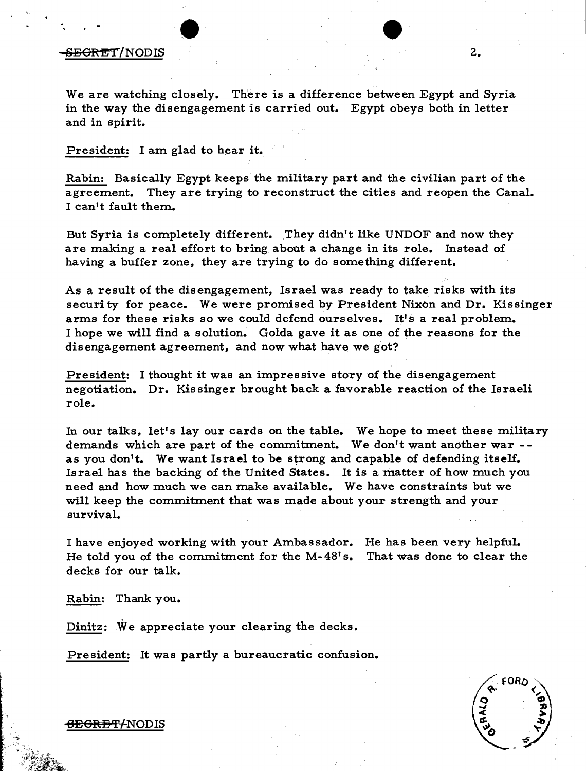We are watching closely. There is a difference between Egypt and Syria in the way the disengagement is carried out. Egypt obeys both in letter and in spirit.

President: I am glad to hear it.

Rabin: Basically Egypt keeps the military part and the civilian part of the agreement. They are trying to reconstruct the cities and reopen the Canal. I can't fault them.

But Syria is completely different. They didn't like UNDOF and now they are making a real effort to bring about a change in its role. Instead of having a buffer zone, they are trying to do something different.

As a result of the disengagement, Israel was ready to take risks with its security for peace. We were promised by President Nixon and Dr. Kissinger arms for these risks so we could defend ourselves. It's a real problem. I hope we will find a solution. Golda gave it as one of the reasons for the disengagement agreement, and now what have we got?

President: I thought it was an impressive story of the disengagement negotiation. Dr. Kissinger brought back a favorable reaction of the Israeli role.

In our talks, let's lay our cards on the table. We hope to meet these military demands which are part of the commitment. We don't want another war -- as you don't. We want Israel to be strong and capable of defending itself. Israel has the backing of the United States. It is a matter of how much you need and how much we can make available. We have constraints but we will keep the commitment that was made about your strength and your survival.

I have enjoyed working with your Ambassador. He has been very helpful. He told you of the commitment for the M-48's. That was done to clear the decks for our talk.

Rabin: Thank you.

Dinitz: We appreciate your clearing the decks.

President: It was partly a bureaucratic confusion.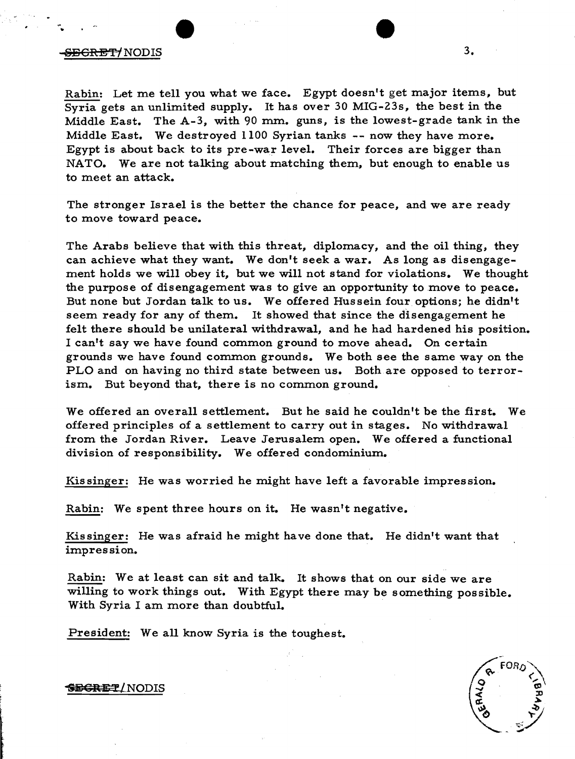Rabin: Let me tell you what we face. Egypt doesn't get major items, but Syria gets an unlimited supply. It has over 30 MIG-23s, the best in the Middle East. The A-3, with 90 mm. guns, is the lowest-grade tank in the Middle East. We destroyed 1100 Syrian tanks -- now they have more. Egypt is about back to its pre-war level. Their forces are bigger than NATO. We are not talking about matching them, but enough to enable us to meet an attack.

The stronger Israel is the better the chance for peace, and we are ready to move toward peace.

The Arabs believe that with this threat, diplomacy, and the oil thing, they can achieve what they want. We don't seek a war. As long as disengagement holds we will obey it, but we will not stand for violations. We thought the purpose of disengagement was to give an opportunity to move to peace. But none but Jordan talk to us. We offered Hussein four options; he didn't seem ready for any of them. It showed that since the disengagement he felt there should be unilateral withdrawal, and he had hardened his position. I can't say we have found common ground to move ahead. On certain grounds we have found common grounds. We both see the same way on the PLO and on having no third state between us. Both are opposed to terrorism. But beyond that, there is no common ground.

We offered an overall settlement. But he said he couldn't be the first. We offered principles of a settlement to carry out in stages. No withdrawal from the Jordan River. Leave Jerusalem open. We offered a functional division of responsibility. We offered condominium.

Kissinger: He was worried he might have left a favorable impression.

Rabin: We spent three hours on it. He wasn't negative.

Kissinger: He was afraid he might have done that. He didn't want that impression.

Rabin: We at least can sit and talk. It shows that on our side we are willing to work things out. With Egypt there may be something possible. With Syria I am more than doubtful.

President: We all know Syria is the toughest.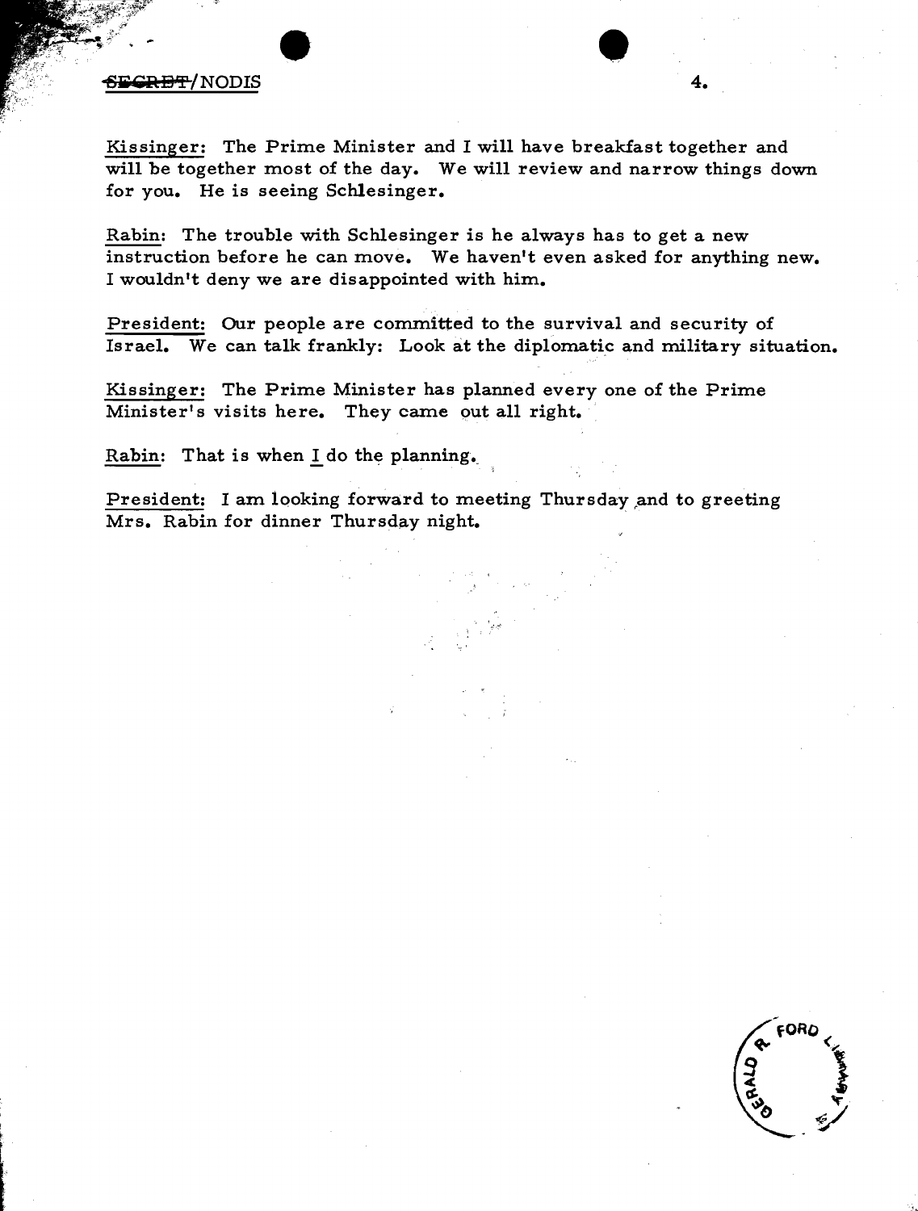SECRET/NODIS

Kissinger: The Prime Minister and I will have breakfast together and will be together most of the day. We will review and narrow things down for you. He is seeing Schlesinger.

Rabin: The trouble with Schlesinger is he always has to get a new instruction before he can move. We haven't even asked for anything new. I wouldn't deny we are disappointed with him.

President: Our people are committed to the survival and security of Israel. We can talk frankly: Look at the diplomatic and military situation.

Kissinger: The Prime Minister has planned every one of the Prime Minister's visits here. They came out all right.

Rabin: That is when I do the planning.

President: I am looking forward to meeting Thursday and to greeting Mrs. Rabin for dinner Thursday night.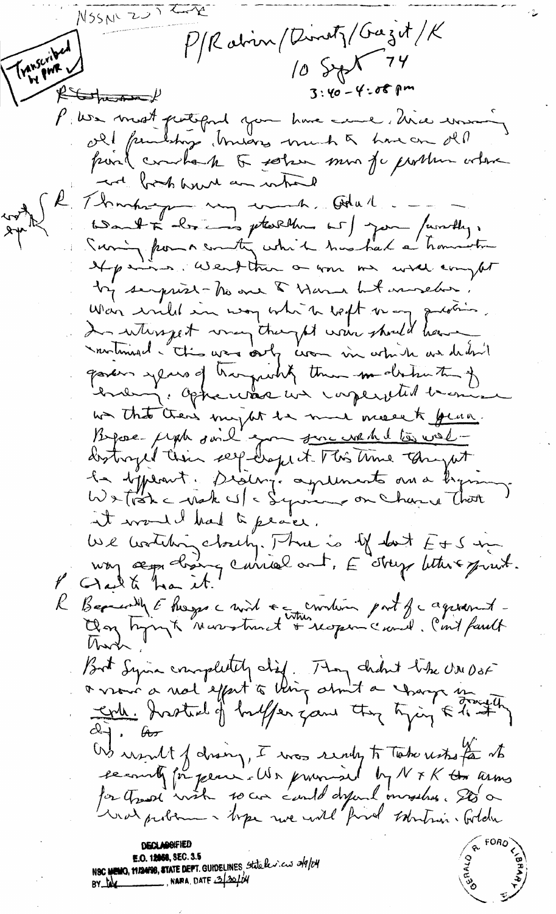NSSM 20? [illegible]

Transcribed by PWR

P/Rabin/Dinitz/Gazit/K

10 Sept 74

3:40 – 4:08 pm

~~R [illegible]~~

P. We most gratified you have come. Nice renewing old friendships. Means much to have an old friend come back to solve more of problem where we both have an interest.

R. Thank you very much. Glad . . . Want to discuss problems w/ you frankly. Coming from a country which has had a traumatic experience. Went thru a war we were caught by surprise – No one to blame but ourselves. War ended in way which left us in good position. In retrospect, maybe thought war should have continued. This was only war in which we didn't gain years of tranquility thru destruction of enemy. Afterwards we cooperated because we thot there might be move toward peace. Before, people said you give [illegible] had to well-destroyed their self-respect. This time thought be different. Disengagement agreements are a beginning. We took a risk w/ Syria on chance that it would lead to peace.

We watching closely. There is diff between E + S in way [illegible] being carried out. E [illegible] letter & spirit.

P. Glad to hear it.

R. Basically E keeps the word & the written part of agreement – they trying to reconstruct & reopen canal. Can't fault them.

But Syria completely diff. They didn't like UNDOF & saw a real effort to bring about a change in ~~[illegible]~~ gravity [illegible]. Instead of buffer zone they trying to [illegible]

As result of dis[engagement], I was ready to take risks for security for peace. We promised by N & K the arms for Israel wish so we could defend ourselves. It's a real problem. I hope we will find solution. Golda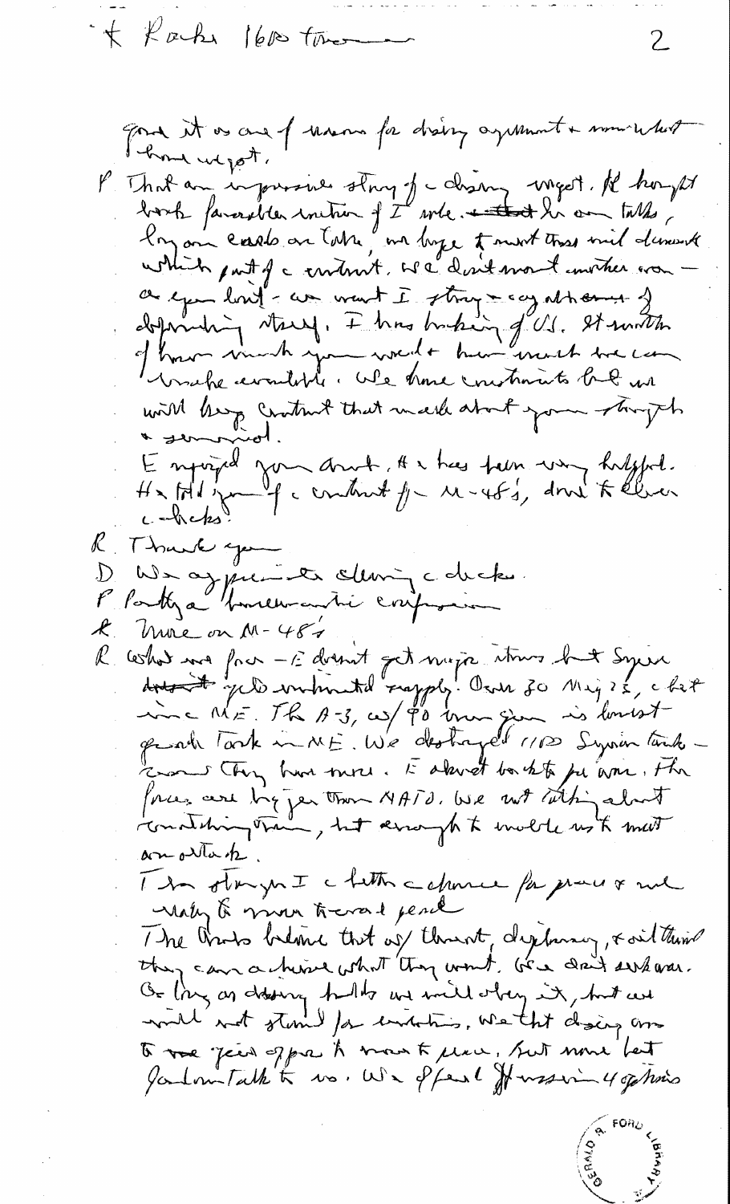* Rabin 1600 tomorrow

good it is one of reasons for doing agreement + some what have we got.

P That an impressive story of a daring [?] weight. He brought both favorable reaction of I [?] + that he on talks, long on [?] on [?], we hope to meet them and demark which part of a contract. We don't want another war — as you don't — we want I strong + capable of defending itself. I has backing of US. It [?] of how much you need + how much we can make available. We have constraints but we will keep contact that much about your strength + [?].

E enjoyed your [?]. He has been very helpful. He told you of a contract for M-48's, due to [?] [?] [?].

R Thank you

D We appreciate closing checks.

P Partly a [?] [?] confusion

K More on M-48's

R What we face — E doesn't get major items but Syria [?] gets unlimited supply. Over 30 Mig 23, a [?] since ME. The A-3, w/ 90 [?] gun is heaviest [?] Tank in ME. We destroyed 1100 Syrian tanks — [?] They have more. E almost back to pre war. The forces are bigger than NATO. We not talking about [?] them, but enough to enable us to meet an attack.

The stronger I the better a chance for peace & not [?] to [?] [?] peace

The Arabs believe that w/ threat, diplomacy, & oil threat they can achieve what they want. We don't seek war. As long as [?] holds we will obey it, but we will not stand for violations. We [?] [?] [?] to [?] [?] [?] to move to peace, but none [?] Jordan talk to us. We offered Hussein 4 options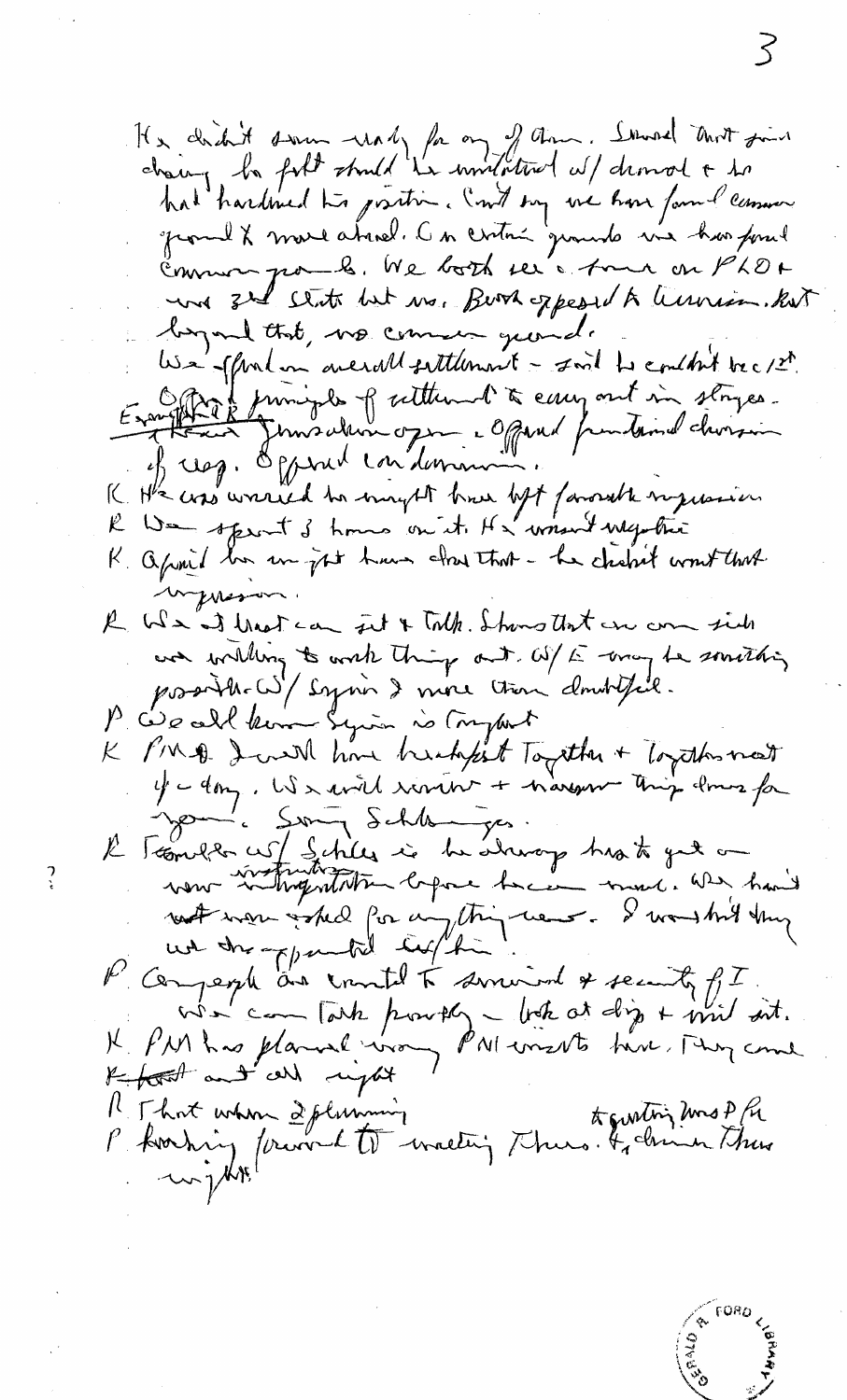He didn't seem ready for any of them. Sensed that since change he felt should be associated w/ demand & he had hardened his position. Can't say we have found common ground & move ahead. On certain grounds we have found common grounds. We both see a force on PLO & we 3rd State but no. Both opposed to terrorism. But beyond that, no common ground.

We agreed on overall settlement – said he couldn't rec 1st. Agreed principle of settlement to carry out in stages. Expect? Jerusalem open. Agreed functional division of resp. Opposed condominium.

K He was worried he might have left favorable impression

R We spent 3 hours on it. He wasn't negative

K Afraid he might have done that – he didn't want that impression.

R We at least can sit & talk. Shows that on our side we are willing to work things out. W/ E may be something possible. W/ Syria I more than doubtful.

P We all know Syria is toughest

K PM & I will have breakfast together & together most of day. We will review & narrow things down for you. Some Schlesinger.

R Trouble w/ Schles is he always has to get a new instructions before he can meet. We haven't not even asked for anything new. I wouldn't say we are disappointed w/ him.

P Our people are committed to survival & security of I. We can talk privately – look at dip & mil sit.

K PM has planned wrong PM wants here. They come R but all right

R That when 2 planning to greeting Mrs P for

P looking forward to meeting Thurs. & dinner Thurs night